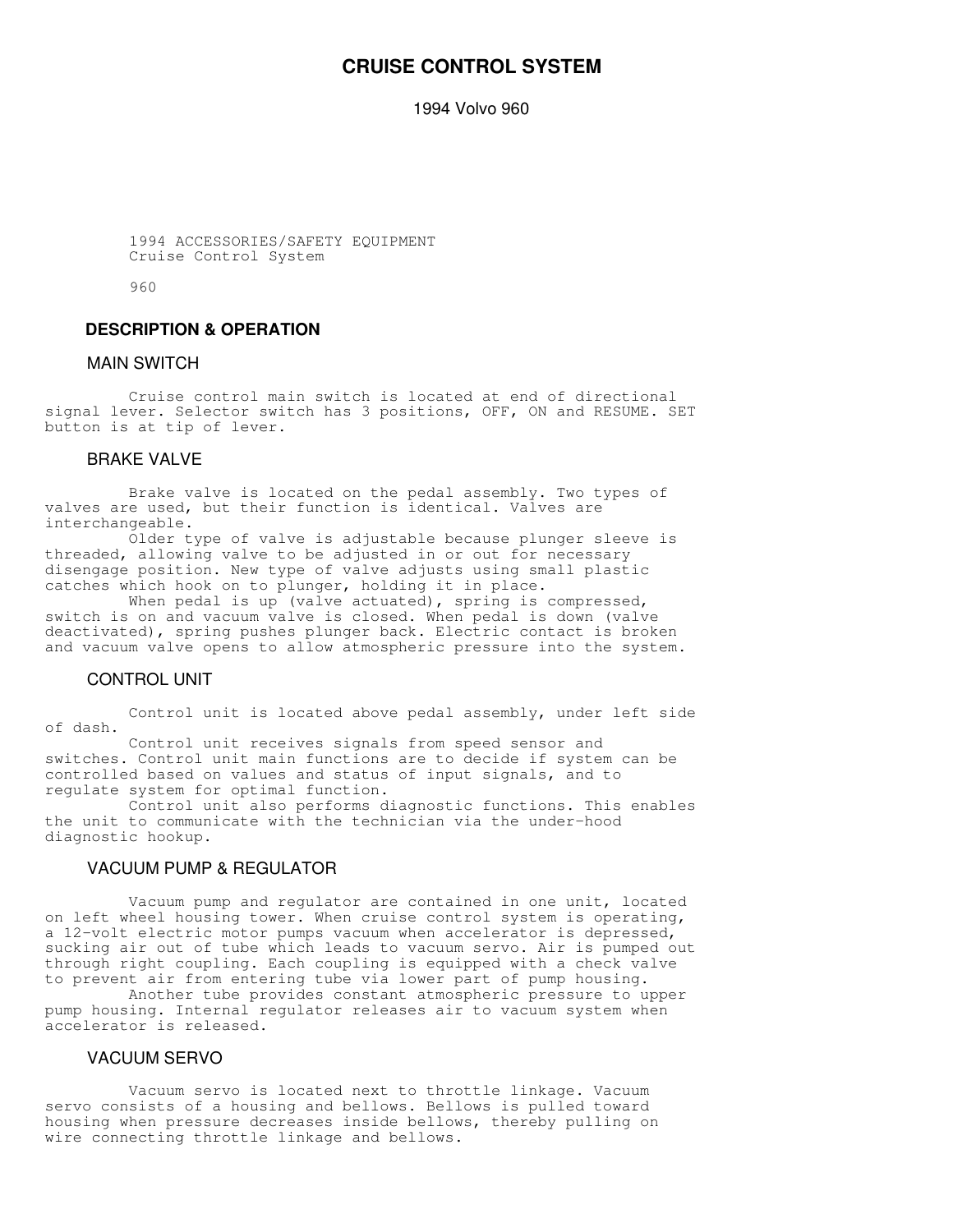# CRUISE CONTROL SYSTEM

1994 Volvo 960

1994 ACCESSORIES/SAFETY EQUIPMENT
Cruise Control System

960

## DESCRIPTION & OPERATION

### MAIN SWITCH

Cruise control main switch is located at end of directional signal lever. Selector switch has 3 positions, OFF, ON and RESUME. SET button is at tip of lever.

### BRAKE VALVE

Brake valve is located on the pedal assembly. Two types of valves are used, but their function is identical. Valves are interchangeable.

Older type of valve is adjustable because plunger sleeve is threaded, allowing valve to be adjusted in or out for necessary disengage position. New type of valve adjusts using small plastic catches which hook on to plunger, holding it in place.

When pedal is up (valve actuated), spring is compressed, switch is on and vacuum valve is closed. When pedal is down (valve deactivated), spring pushes plunger back. Electric contact is broken and vacuum valve opens to allow atmospheric pressure into the system.

### CONTROL UNIT

Control unit is located above pedal assembly, under left side of dash.

Control unit receives signals from speed sensor and switches. Control unit main functions are to decide if system can be controlled based on values and status of input signals, and to regulate system for optimal function.

Control unit also performs diagnostic functions. This enables the unit to communicate with the technician via the under-hood diagnostic hookup.

### VACUUM PUMP & REGULATOR

Vacuum pump and regulator are contained in one unit, located on left wheel housing tower. When cruise control system is operating, a 12-volt electric motor pumps vacuum when accelerator is depressed, sucking air out of tube which leads to vacuum servo. Air is pumped out through right coupling. Each coupling is equipped with a check valve to prevent air from entering tube via lower part of pump housing.

Another tube provides constant atmospheric pressure to upper pump housing. Internal regulator releases air to vacuum system when accelerator is released.

### VACUUM SERVO

Vacuum servo is located next to throttle linkage. Vacuum servo consists of a housing and bellows. Bellows is pulled toward housing when pressure decreases inside bellows, thereby pulling on wire connecting throttle linkage and bellows.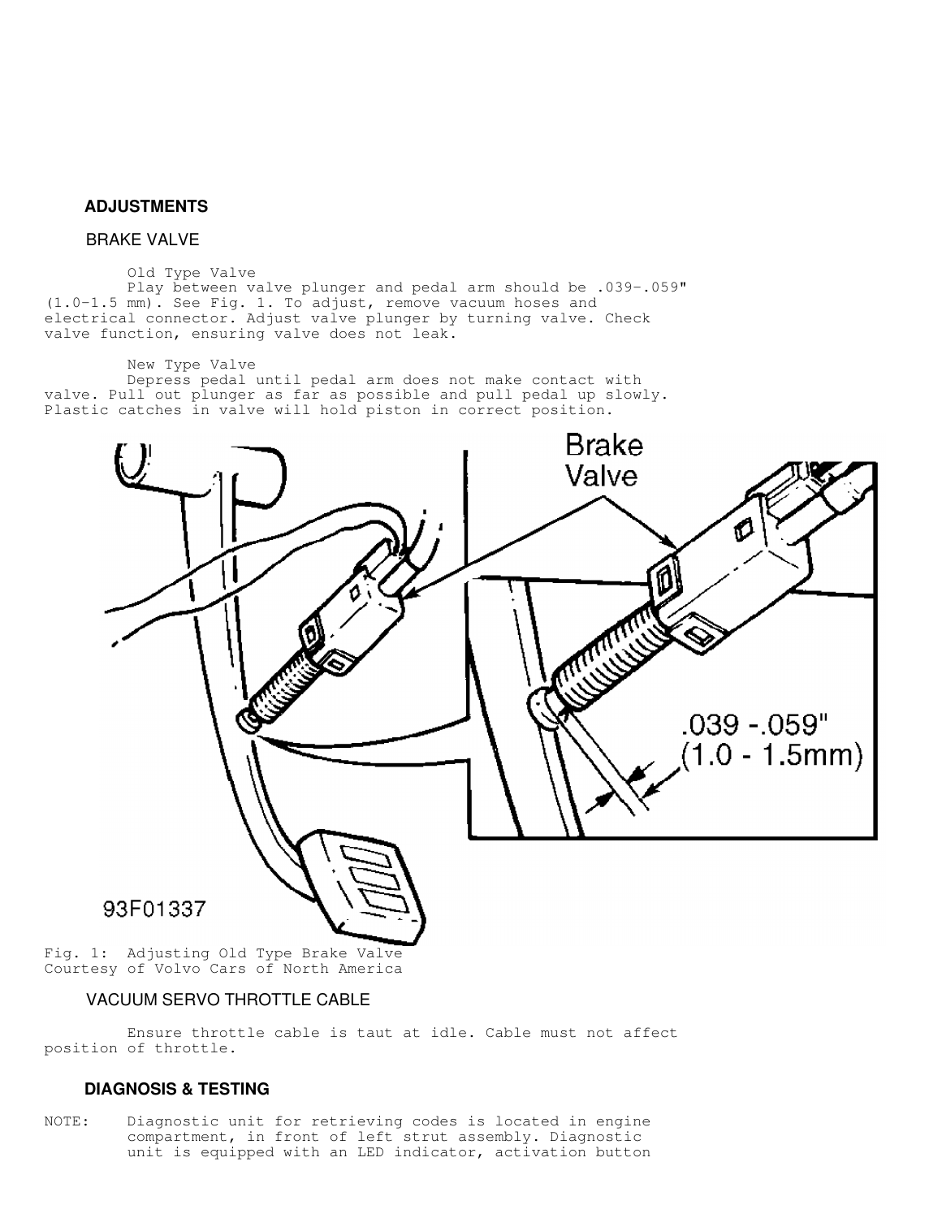## ADJUSTMENTS

### BRAKE VALVE

Old Type Valve

Play between valve plunger and pedal arm should be .039-.059" (1.0-1.5 mm). See Fig. 1. To adjust, remove vacuum hoses and electrical connector. Adjust valve plunger by turning valve. Check valve function, ensuring valve does not leak.

New Type Valve

Depress pedal until pedal arm does not make contact with valve. Pull out plunger as far as possible and pull pedal up slowly. Plastic catches in valve will hold piston in correct position.

Fig. 1: Adjusting Old Type Brake Valve
Courtesy of Volvo Cars of North America

### VACUUM SERVO THROTTLE CABLE

Ensure throttle cable is taut at idle. Cable must not affect position of throttle.

## DIAGNOSIS & TESTING

NOTE: Diagnostic unit for retrieving codes is located in engine compartment, in front of left strut assembly. Diagnostic unit is equipped with an LED indicator, activation button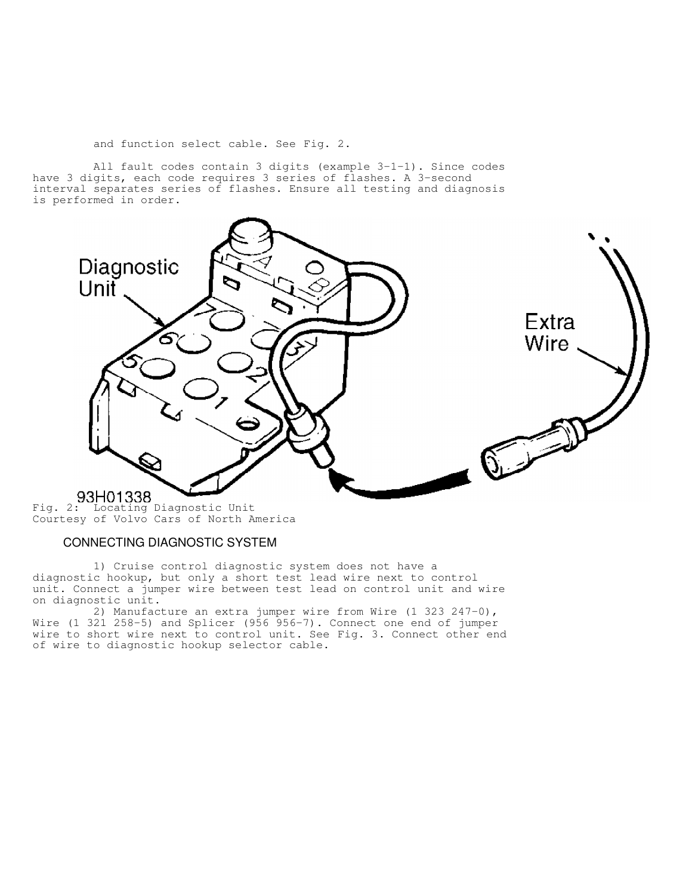and function select cable. See Fig. 2.

All fault codes contain 3 digits (example 3-1-1). Since codes have 3 digits, each code requires 3 series of flashes. A 3-second interval separates series of flashes. Ensure all testing and diagnosis is performed in order.

Fig. 2: Locating Diagnostic Unit
Courtesy of Volvo Cars of North America

## CONNECTING DIAGNOSTIC SYSTEM

1) Cruise control diagnostic system does not have a diagnostic hookup, but only a short test lead wire next to control unit. Connect a jumper wire between test lead on control unit and wire on diagnostic unit.

2) Manufacture an extra jumper wire from Wire (1 323 247-0), Wire (1 321 258-5) and Splicer (956 956-7). Connect one end of jumper wire to short wire next to control unit. See Fig. 3. Connect other end of wire to diagnostic hookup selector cable.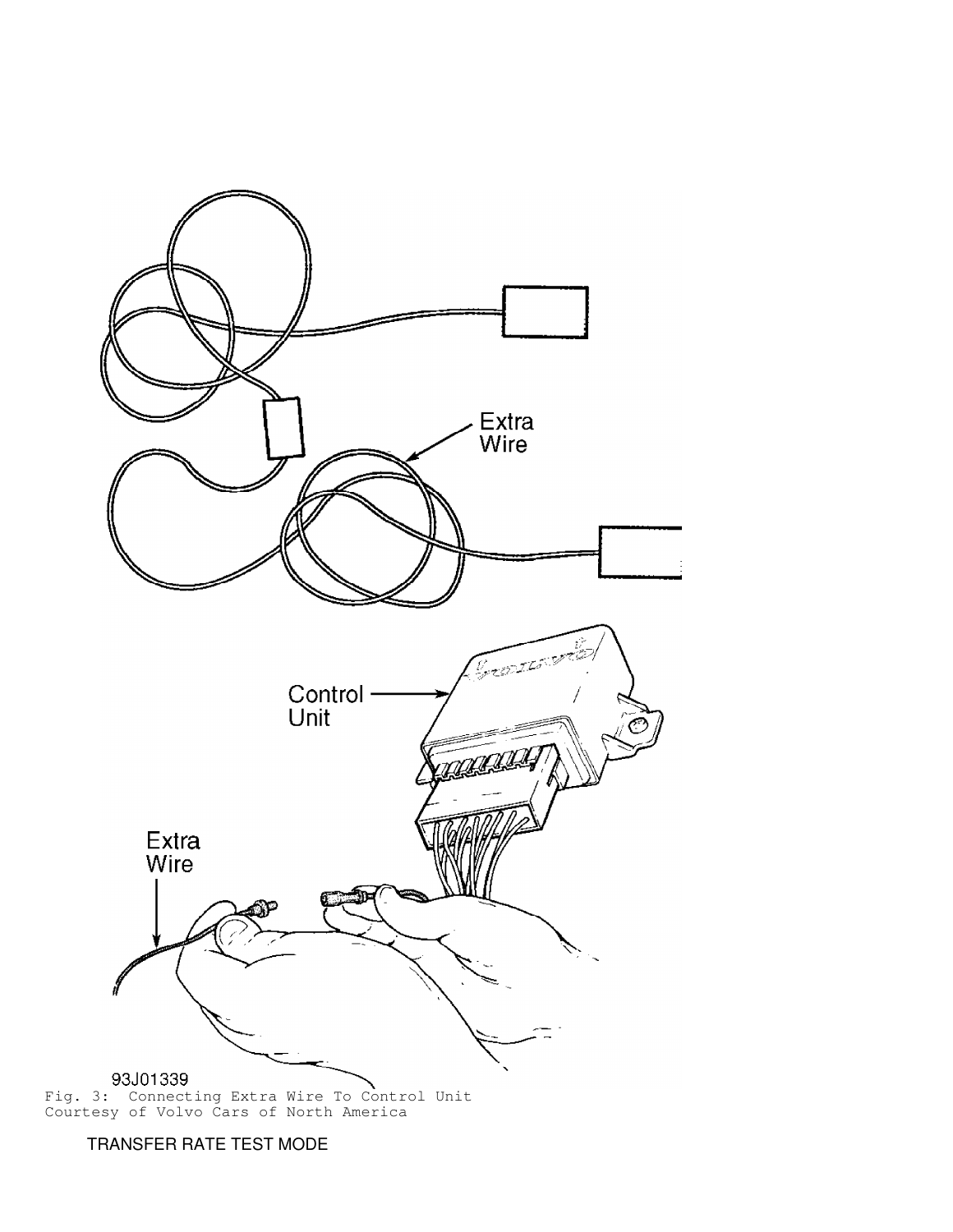Fig. 3: Connecting Extra Wire To Control Unit
Courtesy of Volvo Cars of North America

TRANSFER RATE TEST MODE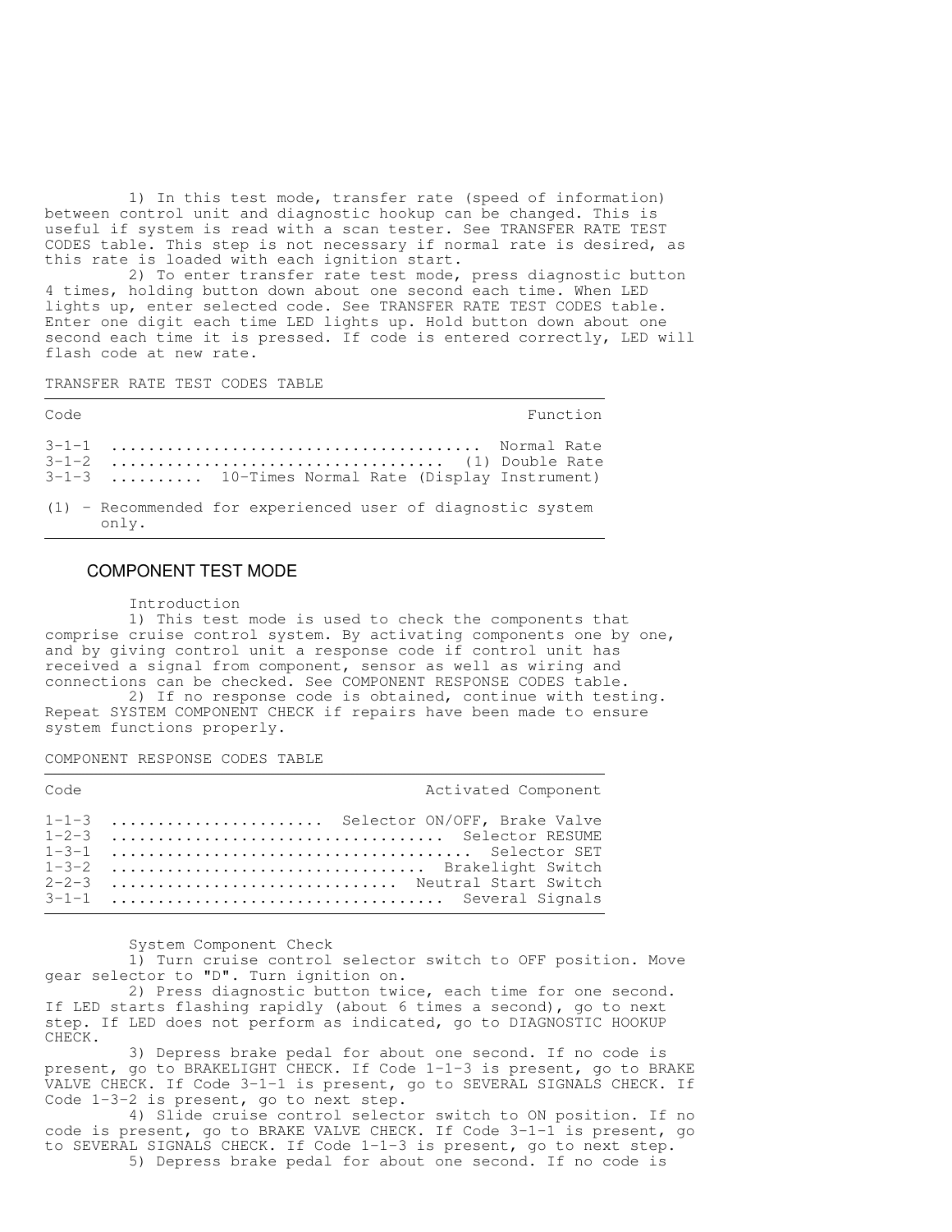1) In this test mode, transfer rate (speed of information) between control unit and diagnostic hookup can be changed. This is useful if system is read with a scan tester. See TRANSFER RATE TEST CODES table. This step is not necessary if normal rate is desired, as this rate is loaded with each ignition start.

2) To enter transfer rate test mode, press diagnostic button 4 times, holding button down about one second each time. When LED lights up, enter selected code. See TRANSFER RATE TEST CODES table. Enter one digit each time LED lights up. Hold button down about one second each time it is pressed. If code is entered correctly, LED will flash code at new rate.

TRANSFER RATE TEST CODES TABLE

| Code | Function |
|---|---|
| 3-1-1 | Normal Rate |
| 3-1-2 | (1) Double Rate |
| 3-1-3 | 10-Times Normal Rate (Display Instrument) |

(1) - Recommended for experienced user of diagnostic system only.

## COMPONENT TEST MODE

Introduction

1) This test mode is used to check the components that comprise cruise control system. By activating components one by one, and by giving control unit a response code if control unit has received a signal from component, sensor as well as wiring and connections can be checked. See COMPONENT RESPONSE CODES table.

2) If no response code is obtained, continue with testing. Repeat SYSTEM COMPONENT CHECK if repairs have been made to ensure system functions properly.

COMPONENT RESPONSE CODES TABLE

| Code | Activated Component |
|---|---|
| 1-1-3 | Selector ON/OFF, Brake Valve |
| 1-2-3 | Selector RESUME |
| 1-3-1 | Selector SET |
| 1-3-2 | Brakelight Switch |
| 2-2-3 | Neutral Start Switch |
| 3-1-1 | Several Signals |

System Component Check

1) Turn cruise control selector switch to OFF position. Move gear selector to "D". Turn ignition on.

2) Press diagnostic button twice, each time for one second. If LED starts flashing rapidly (about 6 times a second), go to next step. If LED does not perform as indicated, go to DIAGNOSTIC HOOKUP CHECK.

3) Depress brake pedal for about one second. If no code is present, go to BRAKELIGHT CHECK. If Code 1-1-3 is present, go to BRAKE VALVE CHECK. If Code 3-1-1 is present, go to SEVERAL SIGNALS CHECK. If Code 1-3-2 is present, go to next step.

4) Slide cruise control selector switch to ON position. If no code is present, go to BRAKE VALVE CHECK. If Code 3-1-1 is present, go to SEVERAL SIGNALS CHECK. If Code 1-1-3 is present, go to next step.

5) Depress brake pedal for about one second. If no code is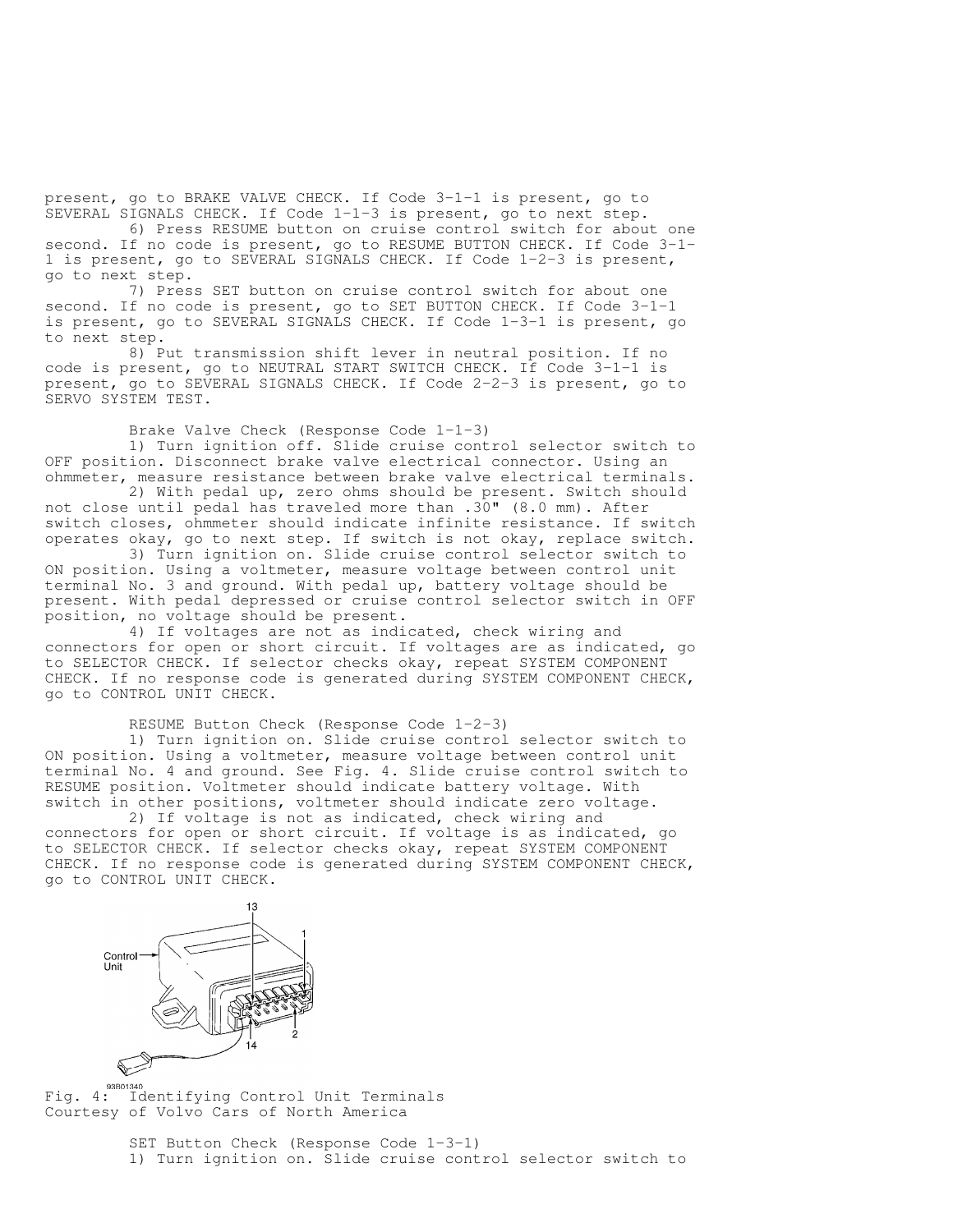present, go to BRAKE VALVE CHECK. If Code 3-1-1 is present, go to SEVERAL SIGNALS CHECK. If Code 1-1-3 is present, go to next step.

6) Press RESUME button on cruise control switch for about one second. If no code is present, go to RESUME BUTTON CHECK. If Code 3-1-1 is present, go to SEVERAL SIGNALS CHECK. If Code 1-2-3 is present, go to next step.

7) Press SET button on cruise control switch for about one second. If no code is present, go to SET BUTTON CHECK. If Code 3-1-1 is present, go to SEVERAL SIGNALS CHECK. If Code 1-3-1 is present, go to next step.

8) Put transmission shift lever in neutral position. If no code is present, go to NEUTRAL START SWITCH CHECK. If Code 3-1-1 is present, go to SEVERAL SIGNALS CHECK. If Code 2-2-3 is present, go to SERVO SYSTEM TEST.

### Brake Valve Check (Response Code 1-1-3)

1) Turn ignition off. Slide cruise control selector switch to OFF position. Disconnect brake valve electrical connector. Using an ohmmeter, measure resistance between brake valve electrical terminals.

2) With pedal up, zero ohms should be present. Switch should not close until pedal has traveled more than .30" (8.0 mm). After switch closes, ohmmeter should indicate infinite resistance. If switch operates okay, go to next step. If switch is not okay, replace switch.

3) Turn ignition on. Slide cruise control selector switch to ON position. Using a voltmeter, measure voltage between control unit terminal No. 3 and ground. With pedal up, battery voltage should be present. With pedal depressed or cruise control selector switch in OFF position, no voltage should be present.

4) If voltages are not as indicated, check wiring and connectors for open or short circuit. If voltages are as indicated, go to SELECTOR CHECK. If selector checks okay, repeat SYSTEM COMPONENT CHECK. If no response code is generated during SYSTEM COMPONENT CHECK, go to CONTROL UNIT CHECK.

### RESUME Button Check (Response Code 1-2-3)

1) Turn ignition on. Slide cruise control selector switch to ON position. Using a voltmeter, measure voltage between control unit terminal No. 4 and ground. See Fig. 4. Slide cruise control switch to RESUME position. Voltmeter should indicate battery voltage. With switch in other positions, voltmeter should indicate zero voltage.

2) If voltage is not as indicated, check wiring and connectors for open or short circuit. If voltage is as indicated, go to SELECTOR CHECK. If selector checks okay, repeat SYSTEM COMPONENT CHECK. If no response code is generated during SYSTEM COMPONENT CHECK, go to CONTROL UNIT CHECK.

Fig. 4: Identifying Control Unit Terminals
Courtesy of Volvo Cars of North America

### SET Button Check (Response Code 1-3-1)

1) Turn ignition on. Slide cruise control selector switch to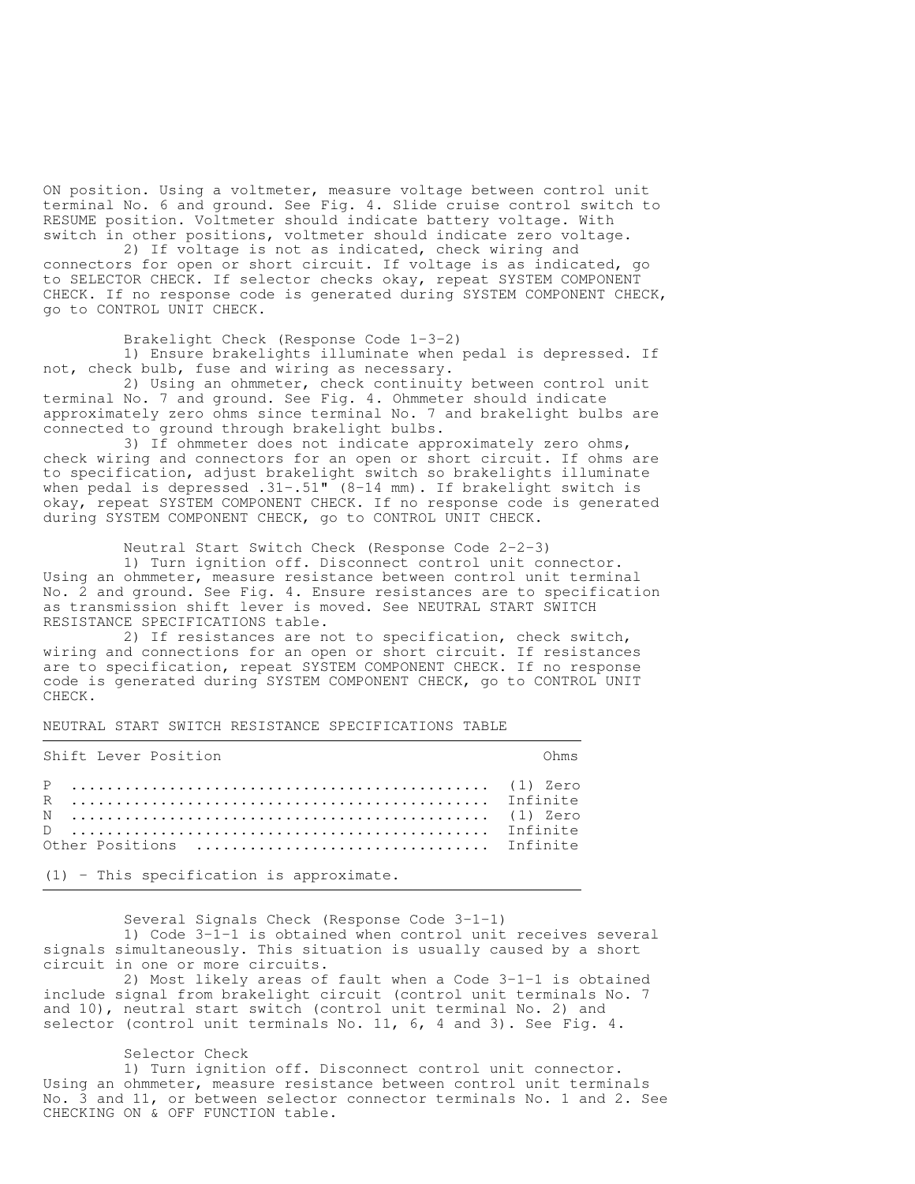ON position. Using a voltmeter, measure voltage between control unit terminal No. 6 and ground. See Fig. 4. Slide cruise control switch to RESUME position. Voltmeter should indicate battery voltage. With switch in other positions, voltmeter should indicate zero voltage.

2) If voltage is not as indicated, check wiring and connectors for open or short circuit. If voltage is as indicated, go to SELECTOR CHECK. If selector checks okay, repeat SYSTEM COMPONENT CHECK. If no response code is generated during SYSTEM COMPONENT CHECK, go to CONTROL UNIT CHECK.

### Brakelight Check (Response Code 1-3-2)

1) Ensure brakelights illuminate when pedal is depressed. If not, check bulb, fuse and wiring as necessary.

2) Using an ohmmeter, check continuity between control unit terminal No. 7 and ground. See Fig. 4. Ohmmeter should indicate approximately zero ohms since terminal No. 7 and brakelight bulbs are connected to ground through brakelight bulbs.

3) If ohmmeter does not indicate approximately zero ohms, check wiring and connectors for an open or short circuit. If ohms are to specification, adjust brakelight switch so brakelights illuminate when pedal is depressed .31-.51" (8-14 mm). If brakelight switch is okay, repeat SYSTEM COMPONENT CHECK. If no response code is generated during SYSTEM COMPONENT CHECK, go to CONTROL UNIT CHECK.

### Neutral Start Switch Check (Response Code 2-2-3)

1) Turn ignition off. Disconnect control unit connector. Using an ohmmeter, measure resistance between control unit terminal No. 2 and ground. See Fig. 4. Ensure resistances are to specification as transmission shift lever is moved. See NEUTRAL START SWITCH RESISTANCE SPECIFICATIONS table.

2) If resistances are not to specification, check switch, wiring and connections for an open or short circuit. If resistances are to specification, repeat SYSTEM COMPONENT CHECK. If no response code is generated during SYSTEM COMPONENT CHECK, go to CONTROL UNIT CHECK.

NEUTRAL START SWITCH RESISTANCE SPECIFICATIONS TABLE

| Shift Lever Position | Ohms |
|---|---|
| P | (1) Zero |
| R | Infinite |
| N | (1) Zero |
| D | Infinite |
| Other Positions | Infinite |

(1) - This specification is approximate.

### Several Signals Check (Response Code 3-1-1)

1) Code 3-1-1 is obtained when control unit receives several signals simultaneously. This situation is usually caused by a short circuit in one or more circuits.

2) Most likely areas of fault when a Code 3-1-1 is obtained include signal from brakelight circuit (control unit terminals No. 7 and 10), neutral start switch (control unit terminal No. 2) and selector (control unit terminals No. 11, 6, 4 and 3). See Fig. 4.

### Selector Check

1) Turn ignition off. Disconnect control unit connector. Using an ohmmeter, measure resistance between control unit terminals No. 3 and 11, or between selector connector terminals No. 1 and 2. See CHECKING ON & OFF FUNCTION table.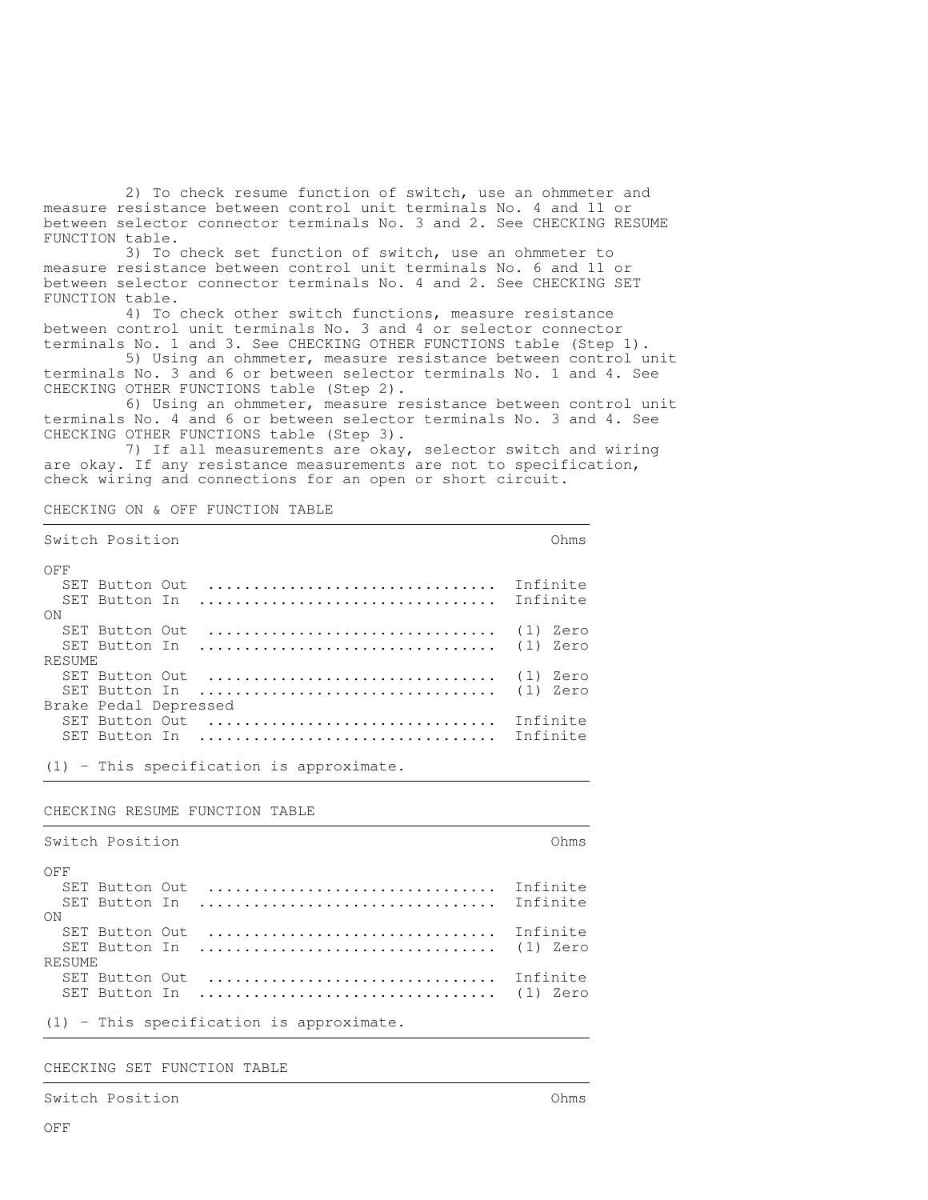2) To check resume function of switch, use an ohmmeter and measure resistance between control unit terminals No. 4 and 11 or between selector connector terminals No. 3 and 2. See CHECKING RESUME FUNCTION table.

3) To check set function of switch, use an ohmmeter to measure resistance between control unit terminals No. 6 and 11 or between selector connector terminals No. 4 and 2. See CHECKING SET FUNCTION table.

4) To check other switch functions, measure resistance between control unit terminals No. 3 and 4 or selector connector terminals No. 1 and 3. See CHECKING OTHER FUNCTIONS table (Step 1).

5) Using an ohmmeter, measure resistance between control unit terminals No. 3 and 6 or between selector terminals No. 1 and 4. See CHECKING OTHER FUNCTIONS table (Step 2).

6) Using an ohmmeter, measure resistance between control unit terminals No. 4 and 6 or between selector terminals No. 3 and 4. See CHECKING OTHER FUNCTIONS table (Step 3).

7) If all measurements are okay, selector switch and wiring are okay. If any resistance measurements are not to specification, check wiring and connections for an open or short circuit.

CHECKING ON & OFF FUNCTION TABLE

| Switch Position | Ohms |
|---|---|
| OFF | |
| SET Button Out | Infinite |
| SET Button In | Infinite |
| ON | |
| SET Button Out | (1) Zero |
| SET Button In | (1) Zero |
| RESUME | |
| SET Button Out | (1) Zero |
| SET Button In | (1) Zero |
| Brake Pedal Depressed | |
| SET Button Out | Infinite |
| SET Button In | Infinite |

(1) - This specification is approximate.

CHECKING RESUME FUNCTION TABLE

| Switch Position | Ohms |
|---|---|
| OFF | |
| SET Button Out | Infinite |
| SET Button In | Infinite |
| ON | |
| SET Button Out | Infinite |
| SET Button In | (1) Zero |
| RESUME | |
| SET Button Out | Infinite |
| SET Button In | (1) Zero |

(1) - This specification is approximate.

CHECKING SET FUNCTION TABLE

| Switch Position | Ohms |
|---|---|
| OFF | |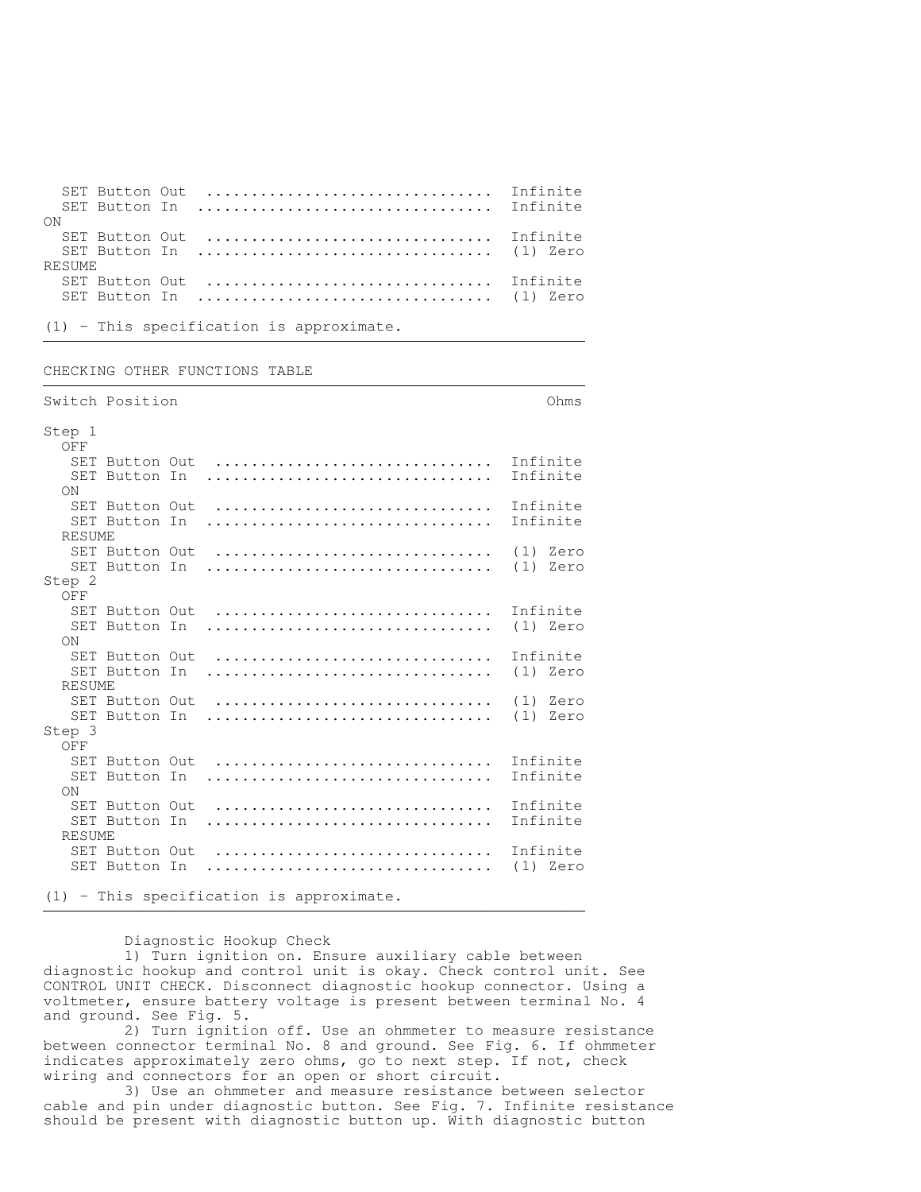| | Ohms |
|---|---|
| SET Button Out | Infinite |
| SET Button In | Infinite |
| ON | |
| SET Button Out | Infinite |
| SET Button In | (1) Zero |
| RESUME | |
| SET Button Out | Infinite |
| SET Button In | (1) Zero |

(1) - This specification is approximate.

CHECKING OTHER FUNCTIONS TABLE

| Switch Position | Ohms |
|---|---|
| Step 1 | |
| OFF | |
| SET Button Out | Infinite |
| SET Button In | Infinite |
| ON | |
| SET Button Out | Infinite |
| SET Button In | Infinite |
| RESUME | |
| SET Button Out | (1) Zero |
| SET Button In | (1) Zero |
| Step 2 | |
| OFF | |
| SET Button Out | Infinite |
| SET Button In | (1) Zero |
| ON | |
| SET Button Out | Infinite |
| SET Button In | (1) Zero |
| RESUME | |
| SET Button Out | (1) Zero |
| SET Button In | (1) Zero |
| Step 3 | |
| OFF | |
| SET Button Out | Infinite |
| SET Button In | Infinite |
| ON | |
| SET Button Out | Infinite |
| SET Button In | Infinite |
| RESUME | |
| SET Button Out | Infinite |
| SET Button In | (1) Zero |

(1) - This specification is approximate.

Diagnostic Hookup Check

1) Turn ignition on. Ensure auxiliary cable between diagnostic hookup and control unit is okay. Check control unit. See CONTROL UNIT CHECK. Disconnect diagnostic hookup connector. Using a voltmeter, ensure battery voltage is present between terminal No. 4 and ground. See Fig. 5.

2) Turn ignition off. Use an ohmmeter to measure resistance between connector terminal No. 8 and ground. See Fig. 6. If ohmmeter indicates approximately zero ohms, go to next step. If not, check wiring and connectors for an open or short circuit.

3) Use an ohmmeter and measure resistance between selector cable and pin under diagnostic button. See Fig. 7. Infinite resistance should be present with diagnostic button up. With diagnostic button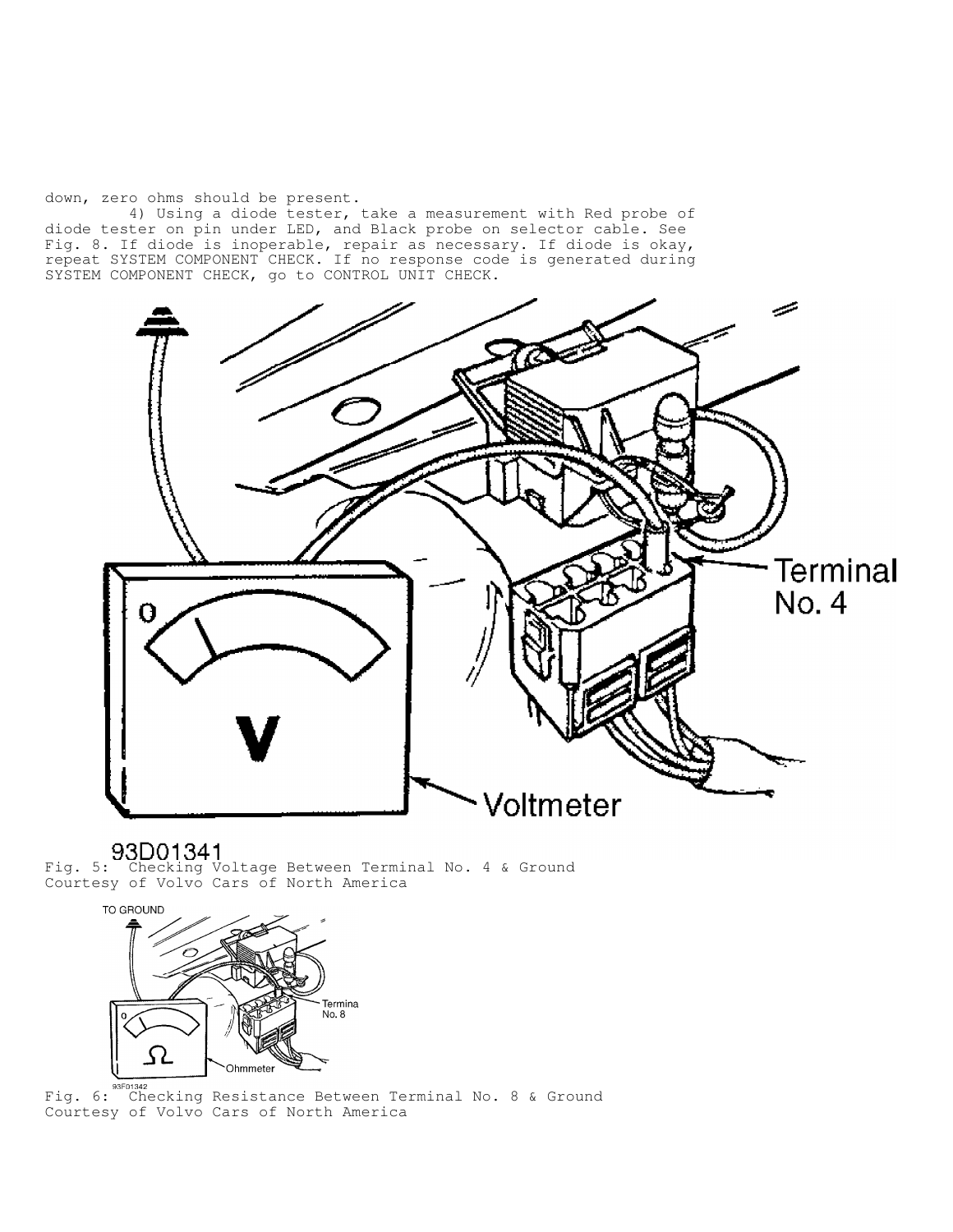down, zero ohms should be present.

4) Using a diode tester, take a measurement with Red probe of diode tester on pin under LED, and Black probe on selector cable. See Fig. 8. If diode is inoperable, repair as necessary. If diode is okay, repeat SYSTEM COMPONENT CHECK. If no response code is generated during SYSTEM COMPONENT CHECK, go to CONTROL UNIT CHECK.

Fig. 5: Checking Voltage Between Terminal No. 4 & Ground
Courtesy of Volvo Cars of North America

Fig. 6: Checking Resistance Between Terminal No. 8 & Ground
Courtesy of Volvo Cars of North America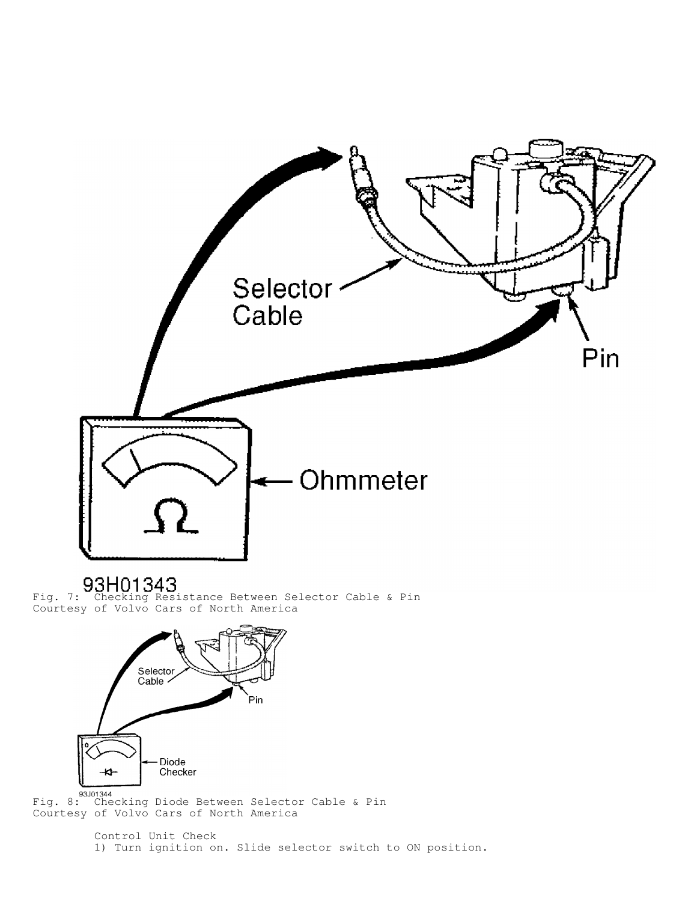Fig. 7: Checking Resistance Between Selector Cable & Pin
Courtesy of Volvo Cars of North America

Fig. 8: Checking Diode Between Selector Cable & Pin
Courtesy of Volvo Cars of North America

Control Unit Check

1) Turn ignition on. Slide selector switch to ON position.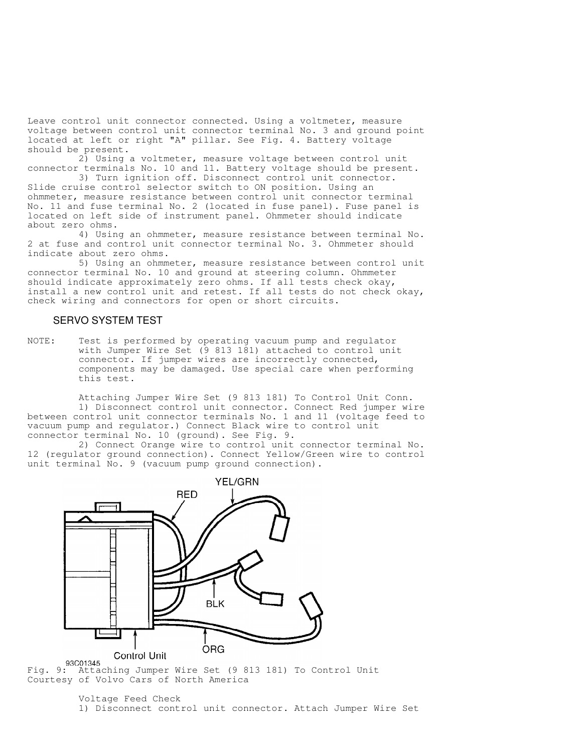Leave control unit connector connected. Using a voltmeter, measure voltage between control unit connector terminal No. 3 and ground point located at left or right "A" pillar. See Fig. 4. Battery voltage should be present.

2) Using a voltmeter, measure voltage between control unit connector terminals No. 10 and 11. Battery voltage should be present.

3) Turn ignition off. Disconnect control unit connector. Slide cruise control selector switch to ON position. Using an ohmmeter, measure resistance between control unit connector terminal No. 11 and fuse terminal No. 2 (located in fuse panel). Fuse panel is located on left side of instrument panel. Ohmmeter should indicate about zero ohms.

4) Using an ohmmeter, measure resistance between terminal No. 2 at fuse and control unit connector terminal No. 3. Ohmmeter should indicate about zero ohms.

5) Using an ohmmeter, measure resistance between control unit connector terminal No. 10 and ground at steering column. Ohmmeter should indicate approximately zero ohms. If all tests check okay, install a new control unit and retest. If all tests do not check okay, check wiring and connectors for open or short circuits.

## SERVO SYSTEM TEST

NOTE: Test is performed by operating vacuum pump and regulator with Jumper Wire Set (9 813 181) attached to control unit connector. If jumper wires are incorrectly connected, components may be damaged. Use special care when performing this test.

Attaching Jumper Wire Set (9 813 181) To Control Unit Conn.

1) Disconnect control unit connector. Connect Red jumper wire between control unit connector terminals No. 1 and 11 (voltage feed to vacuum pump and regulator.) Connect Black wire to control unit connector terminal No. 10 (ground). See Fig. 9.

2) Connect Orange wire to control unit connector terminal No. 12 (regulator ground connection). Connect Yellow/Green wire to control unit terminal No. 9 (vacuum pump ground connection).

Fig. 9: Attaching Jumper Wire Set (9 813 181) To Control Unit
Courtesy of Volvo Cars of North America

Voltage Feed Check

1) Disconnect control unit connector. Attach Jumper Wire Set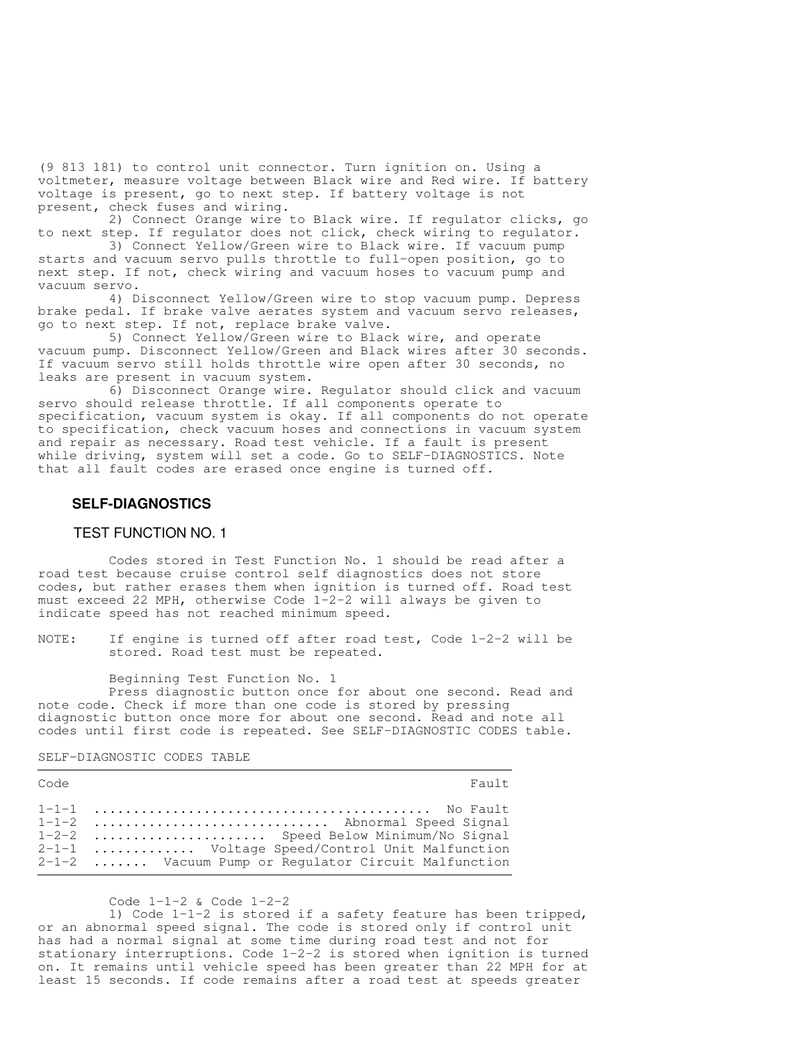(9 813 181) to control unit connector. Turn ignition on. Using a voltmeter, measure voltage between Black wire and Red wire. If battery voltage is present, go to next step. If battery voltage is not present, check fuses and wiring.

2) Connect Orange wire to Black wire. If regulator clicks, go to next step. If regulator does not click, check wiring to regulator.

3) Connect Yellow/Green wire to Black wire. If vacuum pump starts and vacuum servo pulls throttle to full-open position, go to next step. If not, check wiring and vacuum hoses to vacuum pump and vacuum servo.

4) Disconnect Yellow/Green wire to stop vacuum pump. Depress brake pedal. If brake valve aerates system and vacuum servo releases, go to next step. If not, replace brake valve.

5) Connect Yellow/Green wire to Black wire, and operate vacuum pump. Disconnect Yellow/Green and Black wires after 30 seconds. If vacuum servo still holds throttle wire open after 30 seconds, no leaks are present in vacuum system.

6) Disconnect Orange wire. Regulator should click and vacuum servo should release throttle. If all components operate to specification, vacuum system is okay. If all components do not operate to specification, check vacuum hoses and connections in vacuum system and repair as necessary. Road test vehicle. If a fault is present while driving, system will set a code. Go to SELF-DIAGNOSTICS. Note that all fault codes are erased once engine is turned off.

## SELF-DIAGNOSTICS

### TEST FUNCTION NO. 1

Codes stored in Test Function No. 1 should be read after a road test because cruise control self diagnostics does not store codes, but rather erases them when ignition is turned off. Road test must exceed 22 MPH, otherwise Code 1-2-2 will always be given to indicate speed has not reached minimum speed.

NOTE: If engine is turned off after road test, Code 1-2-2 will be stored. Road test must be repeated.

Beginning Test Function No. 1

Press diagnostic button once for about one second. Read and note code. Check if more than one code is stored by pressing diagnostic button once more for about one second. Read and note all codes until first code is repeated. See SELF-DIAGNOSTIC CODES table.

SELF-DIAGNOSTIC CODES TABLE

| Code | Fault |
|---|---|
| 1-1-1 | No Fault |
| 1-1-2 | Abnormal Speed Signal |
| 1-2-2 | Speed Below Minimum/No Signal |
| 2-1-1 | Voltage Speed/Control Unit Malfunction |
| 2-1-2 | Vacuum Pump or Regulator Circuit Malfunction |

Code 1-1-2 & Code 1-2-2

1) Code 1-1-2 is stored if a safety feature has been tripped, or an abnormal speed signal. The code is stored only if control unit has had a normal signal at some time during road test and not for stationary interruptions. Code 1-2-2 is stored when ignition is turned on. It remains until vehicle speed has been greater than 22 MPH for at least 15 seconds. If code remains after a road test at speeds greater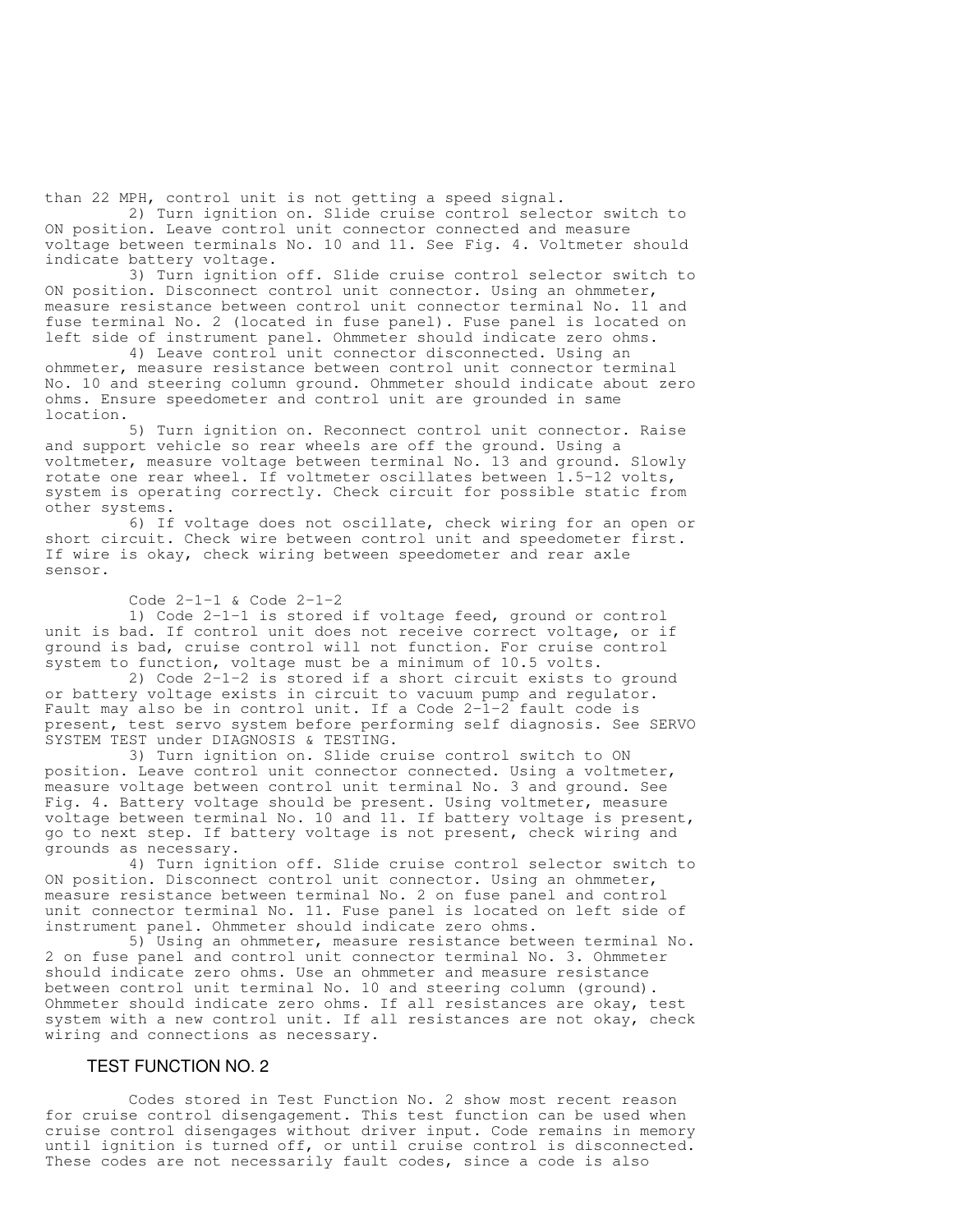than 22 MPH, control unit is not getting a speed signal.

2) Turn ignition on. Slide cruise control selector switch to ON position. Leave control unit connector connected and measure voltage between terminals No. 10 and 11. See Fig. 4. Voltmeter should indicate battery voltage.

3) Turn ignition off. Slide cruise control selector switch to ON position. Disconnect control unit connector. Using an ohmmeter, measure resistance between control unit connector terminal No. 11 and fuse terminal No. 2 (located in fuse panel). Fuse panel is located on left side of instrument panel. Ohmmeter should indicate zero ohms.

4) Leave control unit connector disconnected. Using an ohmmeter, measure resistance between control unit connector terminal No. 10 and steering column ground. Ohmmeter should indicate about zero ohms. Ensure speedometer and control unit are grounded in same location.

5) Turn ignition on. Reconnect control unit connector. Raise and support vehicle so rear wheels are off the ground. Using a voltmeter, measure voltage between terminal No. 13 and ground. Slowly rotate one rear wheel. If voltmeter oscillates between 1.5-12 volts, system is operating correctly. Check circuit for possible static from other systems.

6) If voltage does not oscillate, check wiring for an open or short circuit. Check wire between control unit and speedometer first. If wire is okay, check wiring between speedometer and rear axle sensor.

Code 2-1-1 & Code 2-1-2

1) Code 2-1-1 is stored if voltage feed, ground or control unit is bad. If control unit does not receive correct voltage, or if ground is bad, cruise control will not function. For cruise control system to function, voltage must be a minimum of 10.5 volts.

2) Code 2-1-2 is stored if a short circuit exists to ground or battery voltage exists in circuit to vacuum pump and regulator. Fault may also be in control unit. If a Code 2-1-2 fault code is present, test servo system before performing self diagnosis. See SERVO SYSTEM TEST under DIAGNOSIS & TESTING.

3) Turn ignition on. Slide cruise control switch to ON position. Leave control unit connector connected. Using a voltmeter, measure voltage between control unit terminal No. 3 and ground. See Fig. 4. Battery voltage should be present. Using voltmeter, measure voltage between terminal No. 10 and 11. If battery voltage is present, go to next step. If battery voltage is not present, check wiring and grounds as necessary.

4) Turn ignition off. Slide cruise control selector switch to ON position. Disconnect control unit connector. Using an ohmmeter, measure resistance between terminal No. 2 on fuse panel and control unit connector terminal No. 11. Fuse panel is located on left side of instrument panel. Ohmmeter should indicate zero ohms.

5) Using an ohmmeter, measure resistance between terminal No. 2 on fuse panel and control unit connector terminal No. 3. Ohmmeter should indicate zero ohms. Use an ohmmeter and measure resistance between control unit terminal No. 10 and steering column (ground). Ohmmeter should indicate zero ohms. If all resistances are okay, test system with a new control unit. If all resistances are not okay, check wiring and connections as necessary.

## TEST FUNCTION NO. 2

Codes stored in Test Function No. 2 show most recent reason for cruise control disengagement. This test function can be used when cruise control disengages without driver input. Code remains in memory until ignition is turned off, or until cruise control is disconnected. These codes are not necessarily fault codes, since a code is also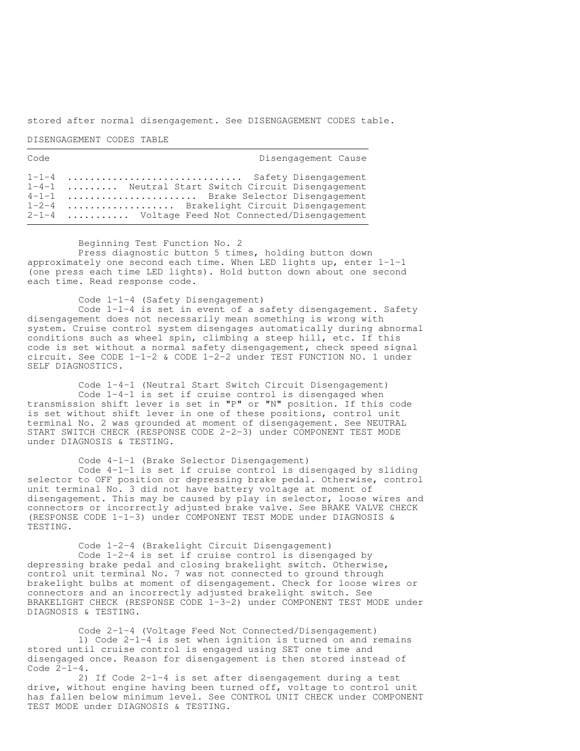stored after normal disengagement. See DISENGAGEMENT CODES table.

DISENGAGEMENT CODES TABLE

| Code | Disengagement Cause |
|---|---|
| 1-1-4 | Safety Disengagement |
| 1-4-1 | Neutral Start Switch Circuit Disengagement |
| 4-1-1 | Brake Selector Disengagement |
| 1-2-4 | Brakelight Circuit Disengagement |
| 2-1-4 | Voltage Feed Not Connected/Disengagement |

Beginning Test Function No. 2

Press diagnostic button 5 times, holding button down approximately one second each time. When LED lights up, enter 1-1-1 (one press each time LED lights). Hold button down about one second each time. Read response code.

Code 1-1-4 (Safety Disengagement)

Code 1-1-4 is set in event of a safety disengagement. Safety disengagement does not necessarily mean something is wrong with system. Cruise control system disengages automatically during abnormal conditions such as wheel spin, climbing a steep hill, etc. If this code is set without a normal safety disengagement, check speed signal circuit. See CODE 1-1-2 & CODE 1-2-2 under TEST FUNCTION NO. 1 under SELF DIAGNOSTICS.

Code 1-4-1 (Neutral Start Switch Circuit Disengagement)

Code 1-4-1 is set if cruise control is disengaged when transmission shift lever is set in "P" or "N" position. If this code is set without shift lever in one of these positions, control unit terminal No. 2 was grounded at moment of disengagement. See NEUTRAL START SWITCH CHECK (RESPONSE CODE 2-2-3) under COMPONENT TEST MODE under DIAGNOSIS & TESTING.

Code 4-1-1 (Brake Selector Disengagement)

Code 4-1-1 is set if cruise control is disengaged by sliding selector to OFF position or depressing brake pedal. Otherwise, control unit terminal No. 3 did not have battery voltage at moment of disengagement. This may be caused by play in selector, loose wires and connectors or incorrectly adjusted brake valve. See BRAKE VALVE CHECK (RESPONSE CODE 1-1-3) under COMPONENT TEST MODE under DIAGNOSIS & TESTING.

Code 1-2-4 (Brakelight Circuit Disengagement)

Code 1-2-4 is set if cruise control is disengaged by depressing brake pedal and closing brakelight switch. Otherwise, control unit terminal No. 7 was not connected to ground through brakelight bulbs at moment of disengagement. Check for loose wires or connectors and an incorrectly adjusted brakelight switch. See BRAKELIGHT CHECK (RESPONSE CODE 1-3-2) under COMPONENT TEST MODE under DIAGNOSIS & TESTING.

Code 2-1-4 (Voltage Feed Not Connected/Disengagement)

1) Code 2-1-4 is set when ignition is turned on and remains stored until cruise control is engaged using SET one time and disengaged once. Reason for disengagement is then stored instead of Code 2-1-4.

2) If Code 2-1-4 is set after disengagement during a test drive, without engine having been turned off, voltage to control unit has fallen below minimum level. See CONTROL UNIT CHECK under COMPONENT TEST MODE under DIAGNOSIS & TESTING.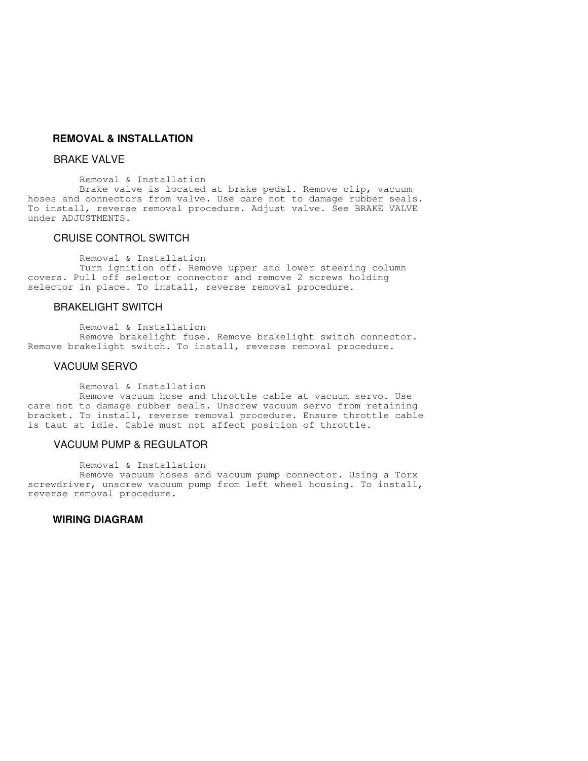## REMOVAL & INSTALLATION

### BRAKE VALVE

Removal & Installation

Brake valve is located at brake pedal. Remove clip, vacuum hoses and connectors from valve. Use care not to damage rubber seals. To install, reverse removal procedure. Adjust valve. See BRAKE VALVE under ADJUSTMENTS.

### CRUISE CONTROL SWITCH

Removal & Installation

Turn ignition off. Remove upper and lower steering column covers. Pull off selector connector and remove 2 screws holding selector in place. To install, reverse removal procedure.

### BRAKELIGHT SWITCH

Removal & Installation

Remove brakelight fuse. Remove brakelight switch connector. Remove brakelight switch. To install, reverse removal procedure.

### VACUUM SERVO

Removal & Installation

Remove vacuum hose and throttle cable at vacuum servo. Use care not to damage rubber seals. Unscrew vacuum servo from retaining bracket. To install, reverse removal procedure. Ensure throttle cable is taut at idle. Cable must not affect position of throttle.

### VACUUM PUMP & REGULATOR

Removal & Installation

Remove vacuum hoses and vacuum pump connector. Using a Torx screwdriver, unscrew vacuum pump from left wheel housing. To install, reverse removal procedure.

## WIRING DIAGRAM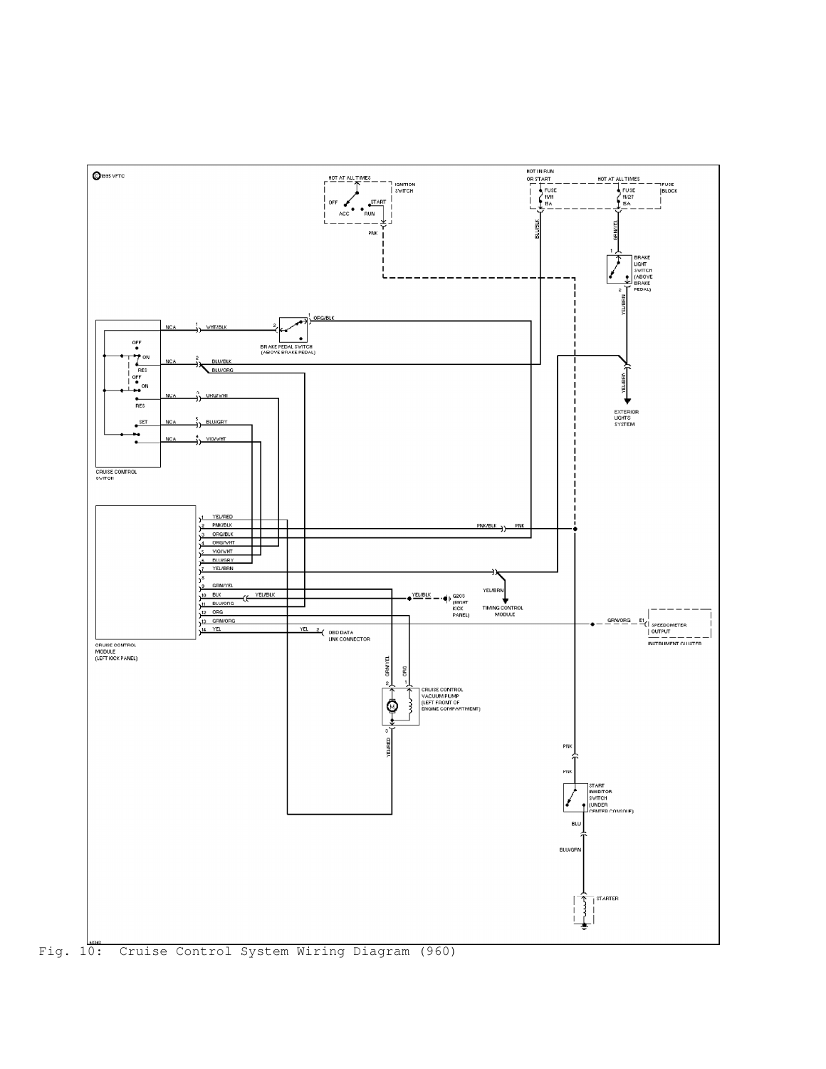©1995 VFTC

HOT AT ALL TIMES

IGNITION SWITCH

OFF

ACC

START

RUN

PNK

HOT IN RUN OR START

HOT AT ALL TIMES

FUSE BLOCK

FUSE 1/11 15A

FUSE 1/27 15A

BLU/BLK

GRN/YEL

BRAKE LIGHT SWITCH (ABOVE BRAKE PEDAL)

YEL/BRN

EXTERIOR LIGHTS SYSTEM

NCA

WHT/BLK

BRAKE PEDAL SWITCH (ABOVE BRAKE PEDAL)

ORG/BLK

OFF

ON

RES

BLU/BLK

BLU/ORG

ORG/WHT

SET

BLU/GRY

VIO/WHT

CRUISE CONTROL SWITCH

YEL/RED

PNK/BLK

ORG/BLK

ORG/WHT

VIO/WHT

BLU/GRY

YEL/BRN

GRN/YEL

BLK

YEL/BLK

BLU/ORG

ORG

GRN/ORG

YEL

G203 (RIGHT KICK PANEL)

TIMING CONTROL MODULE

OBD DATA LINK CONNECTOR

SPEEDOMETER OUTPUT

INSTRUMENT CLUSTER

CRUISE CONTROL MODULE (LEFT KICK PANEL)

CRUISE CONTROL VACUUM PUMP (LEFT FRONT OF ENGINE COMPARTMENT)

YEL/RED

START INHIBITOR SWITCH (UNDER CENTER CONSOLE)

BLU

BLU/GRN

STARTER

Fig. 10: Cruise Control System Wiring Diagram (960)